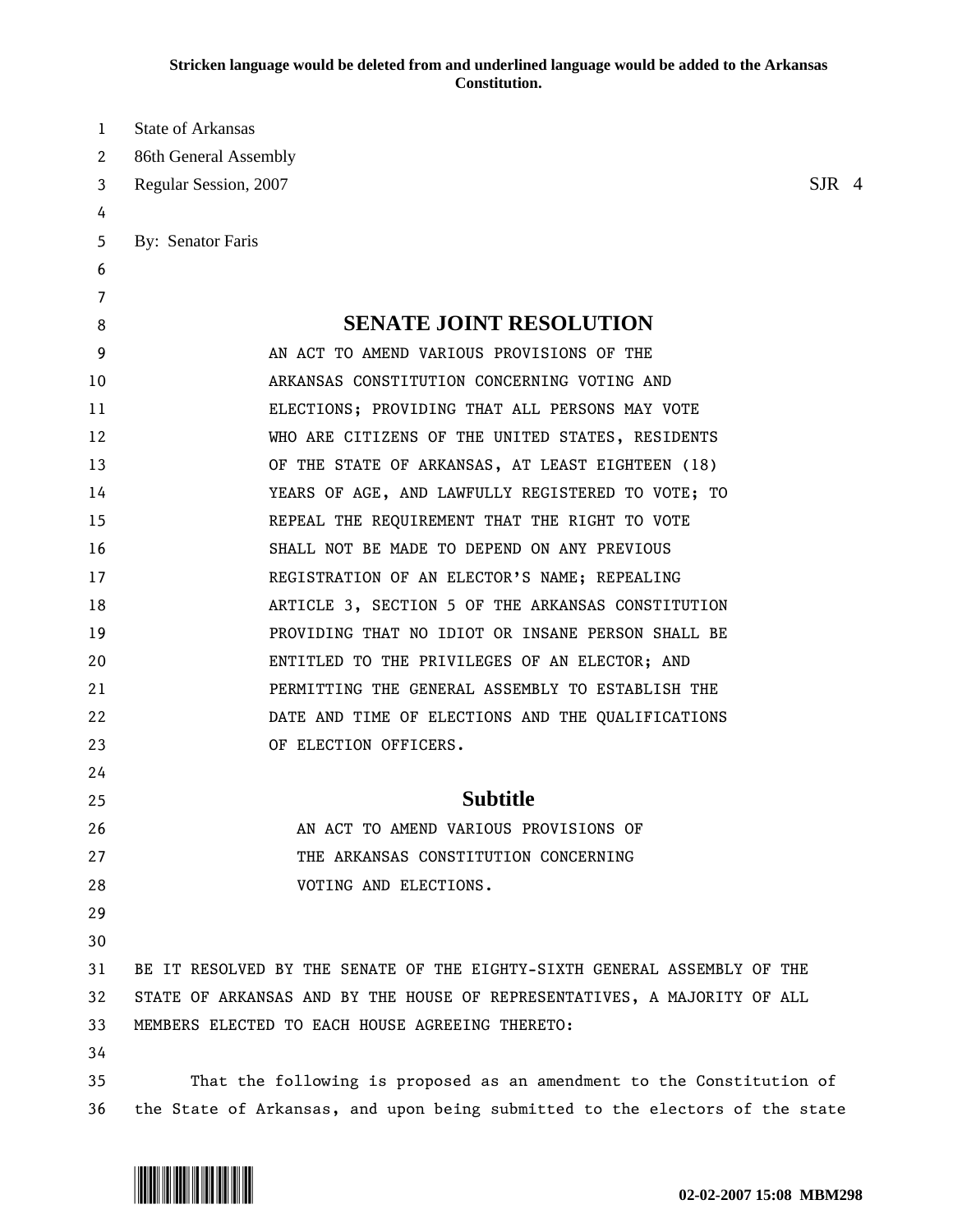**Stricken language would be deleted from and underlined language would be added to the Arkansas Constitution.**

State of Arkansas
86th General Assembly
Regular Session, 2007 SJR 4

By: Senator Faris

# SENATE JOINT RESOLUTION

AN ACT TO AMEND VARIOUS PROVISIONS OF THE ARKANSAS CONSTITUTION CONCERNING VOTING AND ELECTIONS; PROVIDING THAT ALL PERSONS MAY VOTE WHO ARE CITIZENS OF THE UNITED STATES, RESIDENTS OF THE STATE OF ARKANSAS, AT LEAST EIGHTEEN (18) YEARS OF AGE, AND LAWFULLY REGISTERED TO VOTE; TO REPEAL THE REQUIREMENT THAT THE RIGHT TO VOTE SHALL NOT BE MADE TO DEPEND ON ANY PREVIOUS REGISTRATION OF AN ELECTOR'S NAME; REPEALING ARTICLE 3, SECTION 5 OF THE ARKANSAS CONSTITUTION PROVIDING THAT NO IDIOT OR INSANE PERSON SHALL BE ENTITLED TO THE PRIVILEGES OF AN ELECTOR; AND PERMITTING THE GENERAL ASSEMBLY TO ESTABLISH THE DATE AND TIME OF ELECTIONS AND THE QUALIFICATIONS OF ELECTION OFFICERS.

## Subtitle

AN ACT TO AMEND VARIOUS PROVISIONS OF THE ARKANSAS CONSTITUTION CONCERNING VOTING AND ELECTIONS.

BE IT RESOLVED BY THE SENATE OF THE EIGHTY-SIXTH GENERAL ASSEMBLY OF THE STATE OF ARKANSAS AND BY THE HOUSE OF REPRESENTATIVES, A MAJORITY OF ALL MEMBERS ELECTED TO EACH HOUSE AGREEING THERETO:

That the following is proposed as an amendment to the Constitution of the State of Arkansas, and upon being submitted to the electors of the state

02-02-2007 15:08 MBM298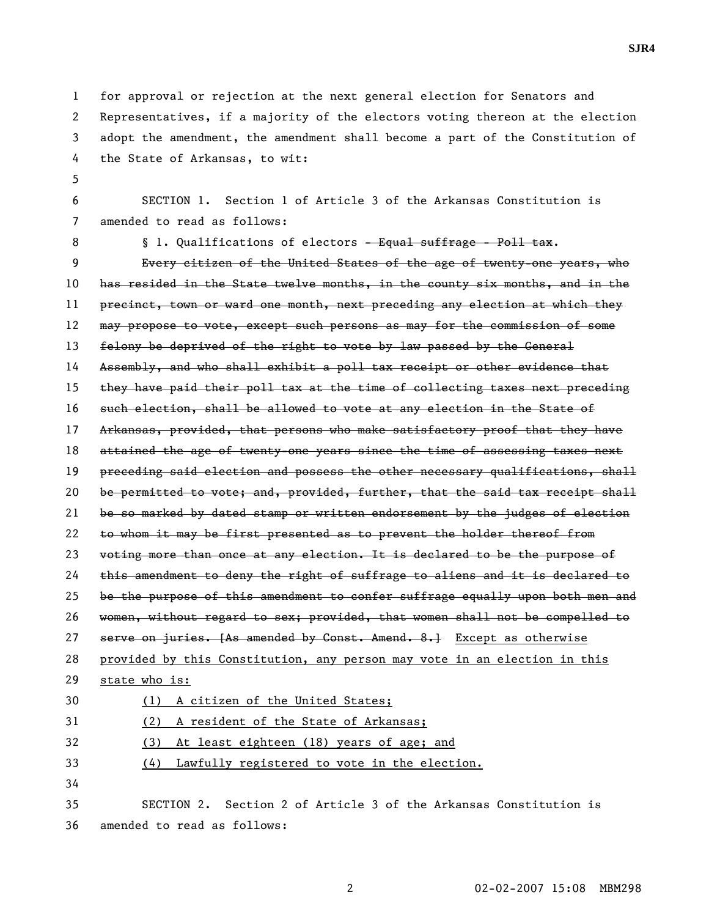for approval or rejection at the next general election for Senators and Representatives, if a majority of the electors voting thereon at the election adopt the amendment, the amendment shall become a part of the Constitution of the State of Arkansas, to wit:

SECTION 1. Section 1 of Article 3 of the Arkansas Constitution is amended to read as follows:

§ 1. Qualifications of electors ~~- Equal suffrage - Poll tax~~.

~~Every citizen of the United States of the age of twenty-one years, who has resided in the State twelve months, in the county six months, and in the precinct, town or ward one month, next preceding any election at which they may propose to vote, except such persons as may for the commission of some felony be deprived of the right to vote by law passed by the General Assembly, and who shall exhibit a poll tax receipt or other evidence that they have paid their poll tax at the time of collecting taxes next preceding such election, shall be allowed to vote at any election in the State of Arkansas, provided, that persons who make satisfactory proof that they have attained the age of twenty-one years since the time of assessing taxes next preceding said election and possess the other necessary qualifications, shall be permitted to vote; and, provided, further, that the said tax receipt shall be so marked by dated stamp or written endorsement by the judges of election to whom it may be first presented as to prevent the holder thereof from voting more than once at any election. It is declared to be the purpose of this amendment to deny the right of suffrage to aliens and it is declared to be the purpose of this amendment to confer suffrage equally upon both men and women, without regard to sex; provided, that women shall not be compelled to serve on juries. [As amended by Const. Amend. 8.]~~ <u>Except as otherwise provided by this Constitution, any person may vote in an election in this state who is:</u>

<u>(1) A citizen of the United States;</u>

<u>(2) A resident of the State of Arkansas;</u>

<u>(3) At least eighteen (18) years of age; and</u>

<u>(4) Lawfully registered to vote in the election.</u>

SECTION 2. Section 2 of Article 3 of the Arkansas Constitution is amended to read as follows: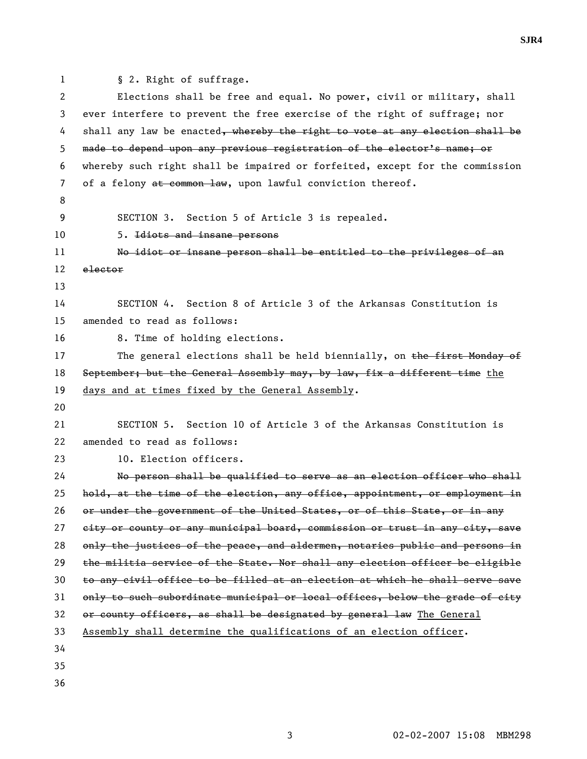§ 2. Right of suffrage.

Elections shall be free and equal. No power, civil or military, shall ever interfere to prevent the free exercise of the right of suffrage; nor shall any law be enacted~~, whereby the right to vote at any election shall be made to depend upon any previous registration of the elector's name; or~~ whereby such right shall be impaired or forfeited, except for the commission of a felony ~~at common law~~, upon lawful conviction thereof.

SECTION 3. Section 5 of Article 3 is repealed.

5. ~~Idiots and insane persons~~

~~No idiot or insane person shall be entitled to the privileges of an elector~~

SECTION 4. Section 8 of Article 3 of the Arkansas Constitution is amended to read as follows:

8. Time of holding elections.

The general elections shall be held biennially, on ~~the first Monday of September; but the General Assembly may, by law, fix a different time~~ <u>the days and at times fixed by the General Assembly</u>.

SECTION 5. Section 10 of Article 3 of the Arkansas Constitution is amended to read as follows:

10. Election officers.

~~No person shall be qualified to serve as an election officer who shall hold, at the time of the election, any office, appointment, or employment in or under the government of the United States, or of this State, or in any city or county or any municipal board, commission or trust in any city, save only the justices of the peace, and aldermen, notaries public and persons in the militia service of the State. Nor shall any election officer be eligible to any civil office to be filled at an election at which he shall serve save only to such subordinate municipal or local offices, below the grade of city or county officers, as shall be designated by general law~~ <u>The General Assembly shall determine the qualifications of an election officer</u>.